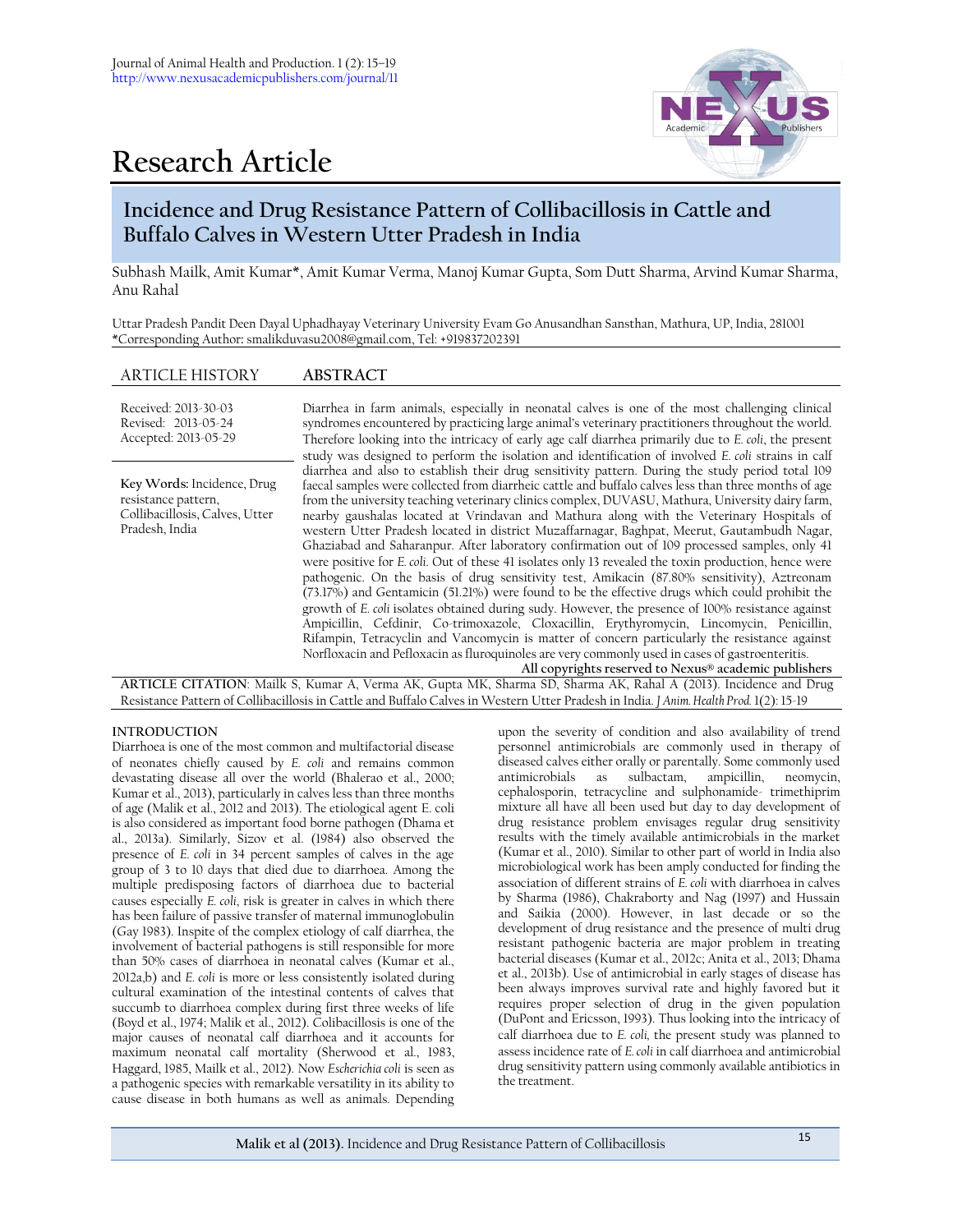# Research Article

## Incidence and Drug Resistance Pattern of Collibacillosis in Cattle and Buffalo Calves in Western Utter Pradesh in India

Subhash Mailk, Amit Kumar*, Amit Kumar Verma, Manoj Kumar Gupta, Som Dutt Sharma, Arvind Kumar Sharma, Anu Rahal

Uttar Pradesh Pandit Deen Dayal Uphadhayay Veterinary University Evam Go Anusandhan Sansthan, Mathura, UP, India, 281001
*Corresponding Author: smalikduvasu2008@gmail.com, Tel: +919837202391

**ARTICLE HISTORY**

Received: 2013-30-03
Revised: 2013-05-24
Accepted: 2013-05-29

**Key Words:** Incidence, Drug resistance pattern, Collibacillosis, Calves, Utter Pradesh, India

**ABSTRACT**

Diarrhea in farm animals, especially in neonatal calves is one of the most challenging clinical syndromes encountered by practicing large animal's veterinary practitioners throughout the world. Therefore looking into the intricacy of early age calf diarrhea primarily due to *E. coli*, the present study was designed to perform the isolation and identification of involved *E. coli* strains in calf diarrhea and also to establish their drug sensitivity pattern. During the study period total 109 faecal samples were collected from diarrheic cattle and buffalo calves less than three months of age from the university teaching veterinary clinics complex, DUVASU, Mathura, University dairy farm, nearby gaushalas located at Vrindavan and Mathura along with the Veterinary Hospitals of western Utter Pradesh located in district Muzaffarnagar, Baghpat, Meerut, Gautambudh Nagar, Ghaziabad and Saharanpur. After laboratory confirmation out of 109 processed samples, only 41 were positive for *E. coli*. Out of these 41 isolates only 13 revealed the toxin production, hence were pathogenic. On the basis of drug sensitivity test, Amikacin (87.80% sensitivity), Aztreonam (73.17%) and Gentamicin (51.21%) were found to be the effective drugs which could prohibit the growth of *E. coli* isolates obtained during sudy. However, the presence of 100% resistance against Ampicillin, Cefdinir, Co-trimoxazole, Cloxacillin, Erythyromycin, Lincomycin, Penicillin, Rifampin, Tetracyclin and Vancomycin is matter of concern particularly the resistance against Norfloxacin and Pefloxacin as fluroquinoles are very commonly used in cases of gastroenteritis.

**All copyrights reserved to Nexus® academic publishers**

**ARTICLE CITATION**: Mailk S, Kumar A, Verma AK, Gupta MK, Sharma SD, Sharma AK, Rahal A (2013). Incidence and Drug Resistance Pattern of Collibacillosis in Cattle and Buffalo Calves in Western Utter Pradesh in India. *J Anim. Health Prod.* 1(2): 15-19

## INTRODUCTION

Diarrhoea is one of the most common and multifactorial disease of neonates chiefly caused by *E. coli* and remains common devastating disease all over the world (Bhalerao et al., 2000; Kumar et al., 2013), particularly in calves less than three months of age (Malik et al., 2012 and 2013). The etiological agent E. coli is also considered as important food borne pathogen (Dhama et al., 2013a). Similarly, Sizov et al. (1984) also observed the presence of *E. coli* in 34 percent samples of calves in the age group of 3 to 10 days that died due to diarrhoea. Among the multiple predisposing factors of diarrhoea due to bacterial causes especially *E. coli*, risk is greater in calves in which there has been failure of passive transfer of maternal immunoglobulin (Gay 1983). Inspite of the complex etiology of calf diarrhea, the involvement of bacterial pathogens is still responsible for more than 50% cases of diarrhoea in neonatal calves (Kumar et al., 2012a,b) and *E. coli* is more or less consistently isolated during cultural examination of the intestinal contents of calves that succumb to diarrhoea complex during first three weeks of life (Boyd et al., 1974; Malik et al., 2012). Colibacillosis is one of the major causes of neonatal calf diarrhoea and it accounts for maximum neonatal calf mortality (Sherwood et al., 1983, Haggard, 1985, Mailk et al., 2012). Now *Escherichia coli* is seen as a pathogenic species with remarkable versatility in its ability to cause disease in both humans as well as animals. Depending upon the severity of condition and also availability of trend personnel antimicrobials are commonly used in therapy of diseased calves either orally or parentally. Some commonly used antimicrobials as sulbactam, ampicillin, neomycin, cephalosporin, tetracycline and sulphonamide- trimethiprim mixture all have all been used but day to day development of drug resistance problem envisages regular drug sensitivity results with the timely available antimicrobials in the market (Kumar et al., 2010). Similar to other part of world in India also microbiological work has been amply conducted for finding the association of different strains of *E. coli* with diarrhoea in calves by Sharma (1986), Chakraborty and Nag (1997) and Hussain and Saikia (2000). However, in last decade or so the development of drug resistance and the presence of multi drug resistant pathogenic bacteria are major problem in treating bacterial diseases (Kumar et al., 2012c; Anita et al., 2013; Dhama et al., 2013b). Use of antimicrobial in early stages of disease has been always improves survival rate and highly favored but it requires proper selection of drug in the given population (DuPont and Ericsson, 1993). Thus looking into the intricacy of calf diarrhoea due to *E. coli,* the present study was planned to assess incidence rate of *E. coli* in calf diarrhoea and antimicrobial drug sensitivity pattern using commonly available antibiotics in the treatment.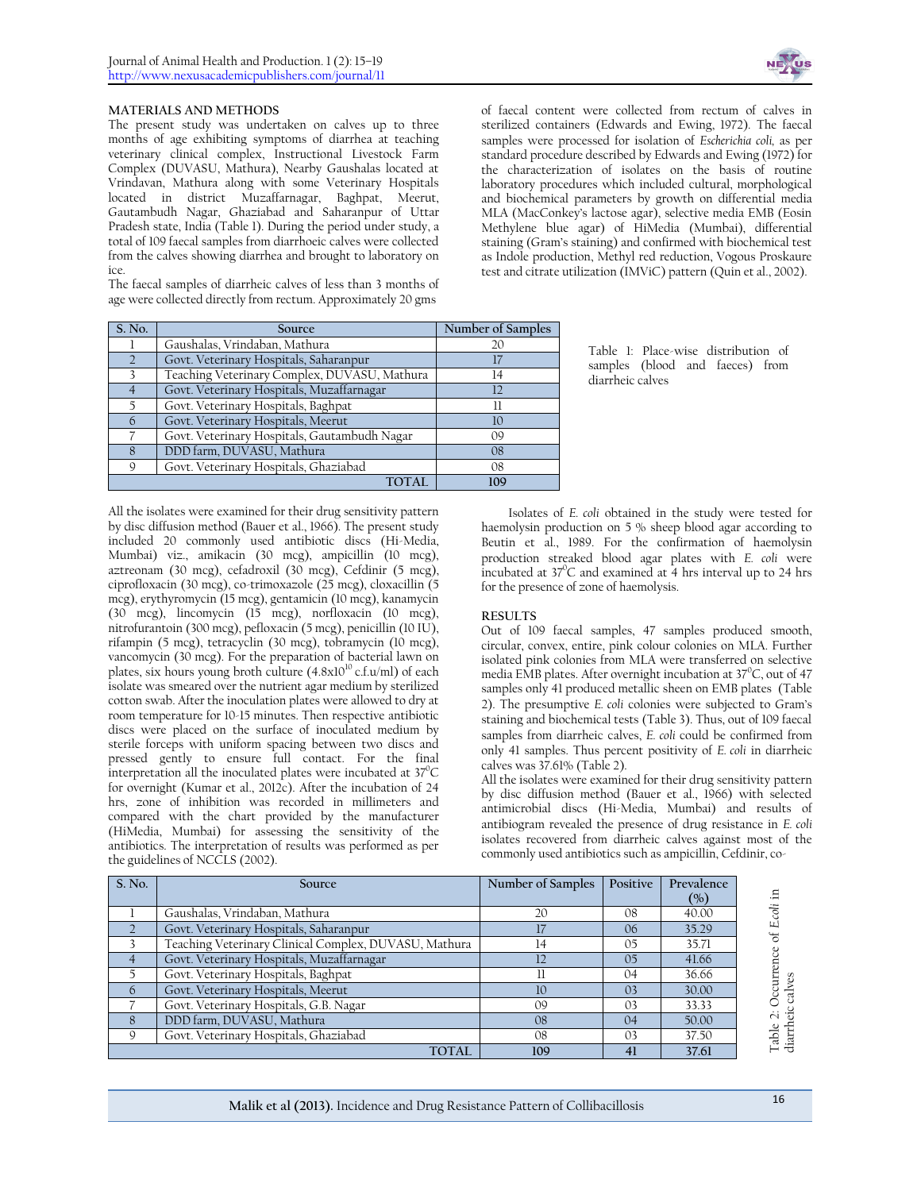## MATERIALS AND METHODS

The present study was undertaken on calves up to three months of age exhibiting symptoms of diarrhea at teaching veterinary clinical complex, Instructional Livestock Farm Complex (DUVASU, Mathura), Nearby Gaushalas located at Vrindavan, Mathura along with some Veterinary Hospitals located in district Muzaffarnagar, Baghpat, Meerut, Gautambudh Nagar, Ghaziabad and Saharanpur of Uttar Pradesh state, India (Table 1). During the period under study, a total of 109 faecal samples from diarrhoeic calves were collected from the calves showing diarrhea and brought to laboratory on ice.

The faecal samples of diarrheic calves of less than 3 months of age were collected directly from rectum. Approximately 20 gms of faecal content were collected from rectum of calves in sterilized containers (Edwards and Ewing, 1972). The faecal samples were processed for isolation of *Escherichia coli,* as per standard procedure described by Edwards and Ewing (1972) for the characterization of isolates on the basis of routine laboratory procedures which included cultural, morphological and biochemical parameters by growth on differential media MLA (MacConkey's lactose agar), selective media EMB (Eosin Methylene blue agar) of HiMedia (Mumbai), differential staining (Gram's staining) and confirmed with biochemical test as Indole production, Methyl red reduction, Vogous Proskaure test and citrate utilization (IMViC) pattern (Quin et al., 2002).

| S. No. | Source | Number of Samples |
|---|---|---|
| 1 | Gaushalas, Vrindaban, Mathura | 20 |
| 2 | Govt. Veterinary Hospitals, Saharanpur | 17 |
| 3 | Teaching Veterinary Complex, DUVASU, Mathura | 14 |
| 4 | Govt. Veterinary Hospitals, Muzaffarnagar | 12 |
| 5 | Govt. Veterinary Hospitals, Baghpat | 11 |
| 6 | Govt. Veterinary Hospitals, Meerut | 10 |
| 7 | Govt. Veterinary Hospitals, Gautambudh Nagar | 09 |
| 8 | DDD farm, DUVASU, Mathura | 08 |
| 9 | Govt. Veterinary Hospitals, Ghaziabad | 08 |
| | **TOTAL** | **109** |

Table 1: Place-wise distribution of samples (blood and faeces) from diarrheic calves

All the isolates were examined for their drug sensitivity pattern by disc diffusion method (Bauer et al., 1966). The present study included 20 commonly used antibiotic discs (Hi-Media, Mumbai) viz., amikacin (30 mcg), ampicillin (10 mcg), aztreonam (30 mcg), cefadroxil (30 mcg), Cefdinir (5 mcg), ciprofloxacin (30 mcg), co-trimoxazole (25 mcg), cloxacillin (5 mcg), erythyromycin (15 mcg), gentamicin (10 mcg), kanamycin (30 mcg), lincomycin (15 mcg), norfloxacin (10 mcg), nitrofurantoin (300 mcg), pefloxacin (5 mcg), penicillin (10 IU), rifampin (5 mcg), tetracyclin (30 mcg), tobramycin (10 mcg), vancomycin (30 mcg). For the preparation of bacterial lawn on plates, six hours young broth culture ($4.8 \times 10^{10}$ c.f.u/ml) of each isolate was smeared over the nutrient agar medium by sterilized cotton swab. After the inoculation plates were allowed to dry at room temperature for 10-15 minutes. Then respective antibiotic discs were placed on the surface of inoculated medium by sterile forceps with uniform spacing between two discs and pressed gently to ensure full contact. For the final interpretation all the inoculated plates were incubated at $37^0C$ for overnight (Kumar et al., 2012c). After the incubation of 24 hrs, zone of inhibition was recorded in millimeters and compared with the chart provided by the manufacturer (HiMedia, Mumbai) for assessing the sensitivity of the antibiotics. The interpretation of results was performed as per the guidelines of NCCLS (2002).

Isolates of *E. coli* obtained in the study were tested for haemolysin production on 5 % sheep blood agar according to Beutin et al., 1989. For the confirmation of haemolysin production streaked blood agar plates with *E. coli* were incubated at $37^0C$ and examined at 4 hrs interval up to 24 hrs for the presence of zone of haemolysis.

## RESULTS

Out of 109 faecal samples, 47 samples produced smooth, circular, convex, entire, pink colour colonies on MLA. Further isolated pink colonies from MLA were transferred on selective media EMB plates. After overnight incubation at $37^0C$, out of 47 samples only 41 produced metallic sheen on EMB plates (Table 2). The presumptive *E. coli* colonies were subjected to Gram's staining and biochemical tests (Table 3). Thus, out of 109 faecal samples from diarrheic calves, *E. coli* could be confirmed from only 41 samples. Thus percent positivity of *E. coli* in diarrheic calves was 37.61% (Table 2).

All the isolates were examined for their drug sensitivity pattern by disc diffusion method (Bauer et al., 1966) with selected antimicrobial discs (Hi-Media, Mumbai) and results of antibiogram revealed the presence of drug resistance in *E. coli* isolates recovered from diarrheic calves against most of the commonly used antibiotics such as ampicillin, Cefdinir, co-

| S. No. | Source | Number of Samples | Positive | Prevalence (%) |
|---|---|---|---|---|
| 1 | Gaushalas, Vrindaban, Mathura | 20 | 08 | 40.00 |
| 2 | Govt. Veterinary Hospitals, Saharanpur | 17 | 06 | 35.29 |
| 3 | Teaching Veterinary Clinical Complex, DUVASU, Mathura | 14 | 05 | 35.71 |
| 4 | Govt. Veterinary Hospitals, Muzaffarnagar | 12 | 05 | 41.66 |
| 5 | Govt. Veterinary Hospitals, Baghpat | 11 | 04 | 36.66 |
| 6 | Govt. Veterinary Hospitals, Meerut | 10 | 03 | 30.00 |
| 7 | Govt. Veterinary Hospitals, G.B. Nagar | 09 | 03 | 33.33 |
| 8 | DDD farm, DUVASU, Mathura | 08 | 04 | 50.00 |
| 9 | Govt. Veterinary Hospitals, Ghaziabad | 08 | 03 | 37.50 |
| | **TOTAL** | **109** | **41** | **37.61** |

Table 2: Occurrence of *E.coli* in diarrheic calves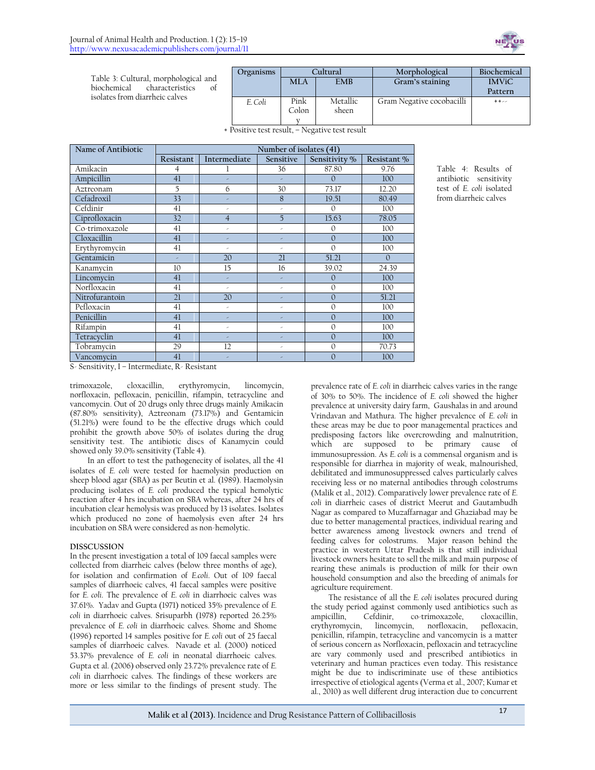Table 3: Cultural, morphological and biochemical characteristics of isolates from diarrheic calves

| Organisms | Cultural | | Morphological | Biochemical |
|---|---|---|---|---|
| | MLA | EMB | Gram's staining | IMViC Pattern |
| *E. Coli* | Pink Colony | Metallic sheen | Gram Negative cocobacilli | ++-- |

+ Positive test result, – Negative test result

Table 4: Results of antibiotic sensitivity test of *E. coli* isolated from diarrheic calves

| Name of Antibiotic | Number of isolates (41) | | | | |
|---|---|---|---|---|---|
| | Resistant | Intermediate | Sensitive | Sensitivity % | Resistant % |
| Amikacin | 4 | 1 | 36 | 87.80 | 9.76 |
| Ampicillin | 41 | - | - | 0 | 100 |
| Aztreonam | 5 | 6 | 30 | 73.17 | 12.20 |
| Cefadroxil | 33 | - | 8 | 19.51 | 80.49 |
| Cefdinir | 41 | - | - | 0 | 100 |
| Ciprofloxacin | 32 | 4 | 5 | 15.63 | 78.05 |
| Co-trimoxazole | 41 | - | - | 0 | 100 |
| Cloxacillin | 41 | - | - | 0 | 100 |
| Erythyromycin | 41 | - | - | 0 | 100 |
| Gentamicin | - | 20 | 21 | 51.21 | 0 |
| Kanamycin | 10 | 15 | 16 | 39.02 | 24.39 |
| Lincomycin | 41 | - | - | 0 | 100 |
| Norfloxacin | 41 | - | - | 0 | 100 |
| Nitrofurantoin | 21 | 20 | - | 0 | 51.21 |
| Pefloxacin | 41 | - | - | 0 | 100 |
| Penicillin | 41 | - | - | 0 | 100 |
| Rifampin | 41 | - | - | 0 | 100 |
| Tetracyclin | 41 | - | - | 0 | 100 |
| Tobramycin | 29 | 12 | - | 0 | 70.73 |
| Vancomycin | 41 | - | - | 0 | 100 |

S- Sensitivity, I – Intermediate, R- Resistant

trimoxazole, cloxacillin, erythyromycin, lincomycin, norfloxacin, pefloxacin, penicillin, rifampin, tetracycline and vancomycin. Out of 20 drugs only three drugs mainly Amikacin (87.80% sensitivity), Aztreonam (73.17%) and Gentamicin (51.21%) were found to be the effective drugs which could prohibit the growth above 50% of isolates during the drug sensitivity test. The antibiotic discs of Kanamycin could showed only 39.0% sensitivity (Table 4).

In an effort to test the pathogenecity of isolates, all the 41 isolates of *E. coli* were tested for haemolysin production on sheep blood agar (SBA) as per Beutin et al. (1989). Haemolysin producing isolates of *E. coli* produced the typical hemolytic reaction after 4 hrs incubation on SBA whereas, after 24 hrs of incubation clear hemolysis was produced by 13 isolates. Isolates which produced no zone of haemolysis even after 24 hrs incubation on SBA were considered as non-hemolytic.

## DISSCUSSION

In the present investigation a total of 109 faecal samples were collected from diarrheic calves (below three months of age), for isolation and confirmation of *E.coli*. Out of 109 faecal samples of diarrhoeic calves, 41 faecal samples were positive for *E. coli*. The prevalence of *E. coli* in diarrhoeic calves was 37.61%. Yadav and Gupta (1971) noticed 35% prevalence of *E. coli* in diarrhoeic calves. Srisuparbh (1978) reported 26.25% prevalence of *E. coli* in diarrhoeic calves. Shome and Shome (1996) reported 14 samples positive for *E. coli* out of 25 faecal samples of diarrhoeic calves. Navade et al. (2000) noticed 53.37% prevalence of *E. coli* in neonatal diarrhoeic calves. Gupta et al. (2006) observed only 23.72% prevalence rate of *E. coli* in diarrhoeic calves. The findings of these workers are more or less similar to the findings of present study. The prevalence rate of *E. coli* in diarrheic calves varies in the range of 30% to 50%. The incidence of *E. coli* showed the higher prevalence at university dairy farm, Gaushalas in and around Vrindavan and Mathura. The higher prevalence of *E. coli* in these areas may be due to poor managemental practices and predisposing factors like overcrowding and malnutrition, which are supposed to be primary cause of immunosupression. As *E. coli* is a commensal organism and is responsible for diarrhea in majority of weak, malnourished, debilitated and immunosuppressed calves particularly calves receiving less or no maternal antibodies through colostrums (Malik et al., 2012). Comparatively lower prevalence rate of *E. coli* in diarrheic cases of district Meerut and Gautambudh Nagar as compared to Muzaffarnagar and Ghaziabad may be due to better managemental practices, individual rearing and better awareness among livestock owners and trend of feeding calves for colostrums. Major reason behind the practice in western Uttar Pradesh is that still individual livestock owners hesitate to sell the milk and main purpose of rearing these animals is production of milk for their own household consumption and also the breeding of animals for agriculture requirement.

The resistance of all the *E. coli* isolates procured during the study period against commonly used antibiotics such as ampicillin, Cefdinir, co-trimoxazole, cloxacillin, erythyromycin, lincomycin, norfloxacin, pefloxacin, penicillin, rifampin, tetracycline and vancomycin is a matter of serious concern as Norfloxacin, pefloxacin and tetracycline are vary commonly used and prescribed antibiotics in veterinary and human practices even today. This resistance might be due to indiscriminate use of these antibiotics irrespective of etiological agents (Verma et al., 2007; Kumar et al., 2010) as well different drug interaction due to concurrent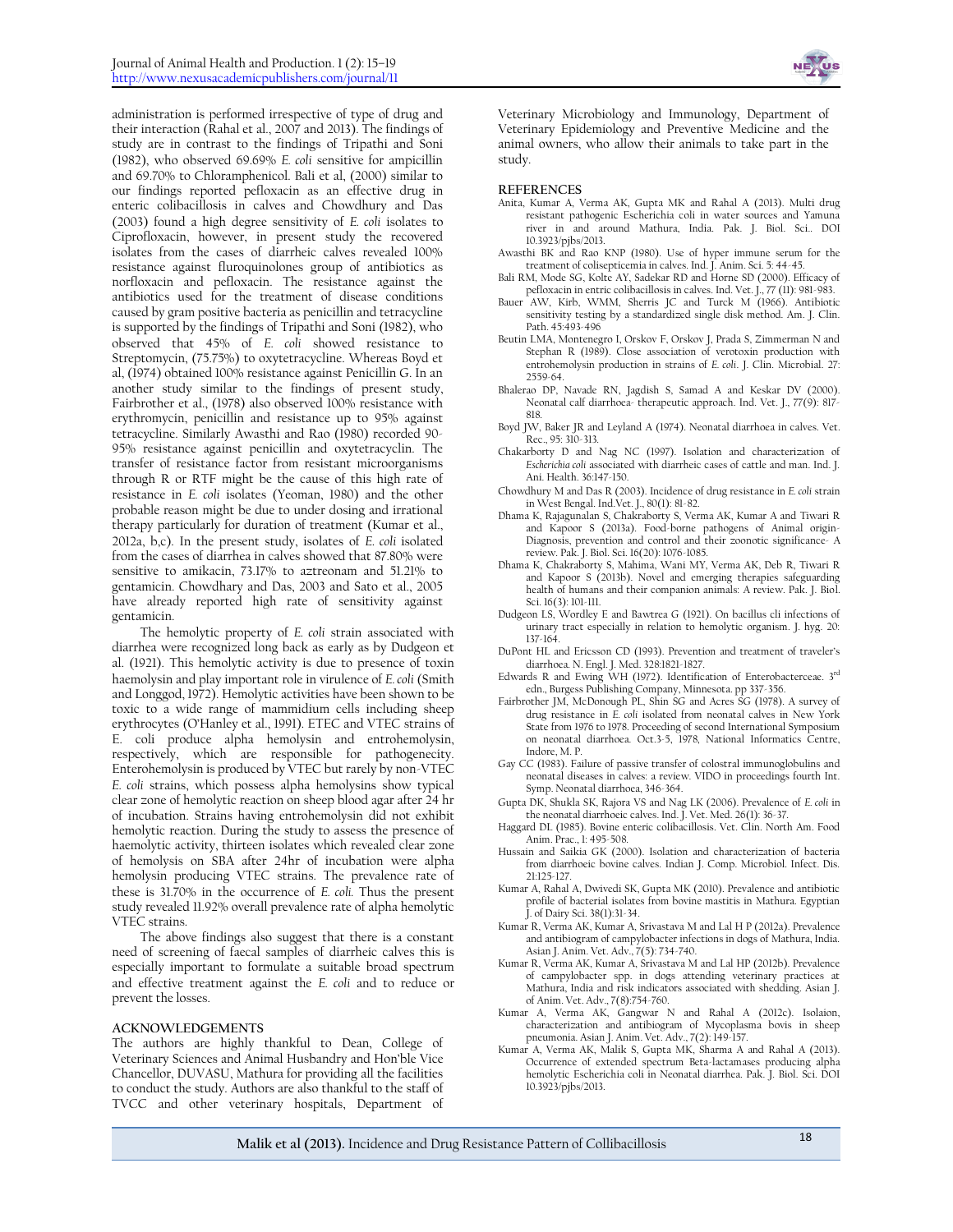administration is performed irrespective of type of drug and their interaction (Rahal et al., 2007 and 2013). The findings of study are in contrast to the findings of Tripathi and Soni (1982), who observed 69.69% *E. coli* sensitive for ampicillin and 69.70% to Chloramphenicol. Bali et al, (2000) similar to our findings reported pefloxacin as an effective drug in enteric colibacillosis in calves and Chowdhury and Das (2003) found a high degree sensitivity of *E. coli* isolates to Ciprofloxacin, however, in present study the recovered isolates from the cases of diarrheic calves revealed 100% resistance against fluroquinolones group of antibiotics as norfloxacin and pefloxacin. The resistance against the antibiotics used for the treatment of disease conditions caused by gram positive bacteria as penicillin and tetracycline is supported by the findings of Tripathi and Soni (1982), who observed that 45% of *E. coli* showed resistance to Streptomycin, (75.75%) to oxytetracycline. Whereas Boyd et al, (1974) obtained 100% resistance against Penicillin G. In an another study similar to the findings of present study, Fairbrother et al., (1978) also observed 100% resistance with erythromycin, penicillin and resistance up to 95% against tetracycline. Similarly Awasthi and Rao (1980) recorded 90-95% resistance against penicillin and oxytetracyclin. The transfer of resistance factor from resistant microorganisms through R or RTF might be the cause of this high rate of resistance in *E. coli* isolates (Yeoman, 1980) and the other probable reason might be due to under dosing and irrational therapy particularly for duration of treatment (Kumar et al., 2012a, b,c). In the present study, isolates of *E. coli* isolated from the cases of diarrhea in calves showed that 87.80% were sensitive to amikacin, 73.17% to aztreonam and 51.21% to gentamicin. Chowdhary and Das, 2003 and Sato et al., 2005 have already reported high rate of sensitivity against gentamicin.

The hemolytic property of *E. coli* strain associated with diarrhea were recognized long back as early as by Dudgeon et al. (1921). This hemolytic activity is due to presence of toxin haemolysin and play important role in virulence of *E. coli* (Smith and Longgod, 1972). Hemolytic activities have been shown to be toxic to a wide range of mammidium cells including sheep erythrocytes (O'Hanley et al., 1991). ETEC and VTEC strains of E. coli produce alpha hemolysin and entrohemolysin, respectively, which are responsible for pathogenecity. Enterohemolysin is produced by VTEC but rarely by non-VTEC *E. coli* strains, which possess alpha hemolysins show typical clear zone of hemolytic reaction on sheep blood agar after 24 hr of incubation. Strains having entrohemolysin did not exhibit hemolytic reaction. During the study to assess the presence of haemolytic activity, thirteen isolates which revealed clear zone of hemolysis on SBA after 24hr of incubation were alpha hemolysin producing VTEC strains. The prevalence rate of these is 31.70% in the occurrence of *E. coli.* Thus the present study revealed 11.92% overall prevalence rate of alpha hemolytic VTEC strains.

The above findings also suggest that there is a constant need of screening of faecal samples of diarrheic calves this is especially important to formulate a suitable broad spectrum and effective treatment against the *E. coli* and to reduce or prevent the losses.

## ACKNOWLEDGEMENTS

The authors are highly thankful to Dean, College of Veterinary Sciences and Animal Husbandry and Hon'ble Vice Chancellor, DUVASU, Mathura for providing all the facilities to conduct the study. Authors are also thankful to the staff of TVCC and other veterinary hospitals, Department of Veterinary Microbiology and Immunology, Department of Veterinary Epidemiology and Preventive Medicine and the animal owners, who allow their animals to take part in the study.

## REFERENCES

Anita, Kumar A, Verma AK, Gupta MK and Rahal A (2013). Multi drug resistant pathogenic Escherichia coli in water sources and Yamuna river in and around Mathura, India. Pak. J. Biol. Sci.. DOI 10.3923/pjbs/2013.

Awasthi BK and Rao KNP (1980). Use of hyper immune serum for the treatment of colisepticemia in calves. Ind. J. Anim. Sci. 5: 44-45.

Bali RM, Mode SG, Kolte AY, Sadekar RD and Horne SD (2000). Efficacy of pefloxacin in entric colibacillosis in calves. Ind. Vet. J., 77 (11): 981-983.

Bauer AW, Kirb, WMM, Sherris JC and Turck M (1966). Antibiotic sensitivity testing by a standardized single disk method. Am. J. Clin. Path. 45:493-496

Beutin LMA, Montenegro I, Orskov F, Orskov J, Prada S, Zimmerman N and Stephan R (1989). Close association of verotoxin production with entrohemolysin production in strains of *E. coli*. J. Clin. Microbial. 27: 2559-64.

Bhalerao DP, Navade RN, Jagdish S, Samad A and Keskar DV (2000). Neonatal calf diarrhoea- therapeutic approach. Ind. Vet. J., 77(9): 817-818.

Boyd JW, Baker JR and Leyland A (1974). Neonatal diarrhoea in calves. Vet. Rec., 95: 310-313.

Chakarborty D and Nag NC (1997). Isolation and characterization of *Escherichia coli* associated with diarrheic cases of cattle and man. Ind. J. Ani. Health. 36:147-150.

Chowdhury M and Das R (2003). Incidence of drug resistance in *E. coli* strain in West Bengal. Ind.Vet. J., 80(1): 81-82.

Dhama K, Rajagunalan S, Chakraborty S, Verma AK, Kumar A and Tiwari R and Kapoor S (2013a). Food-borne pathogens of Animal origin-Diagnosis, prevention and control and their zoonotic significance- A review. Pak. J. Biol. Sci. 16(20): 1076-1085.

Dhama K, Chakraborty S, Mahima, Wani MY, Verma AK, Deb R, Tiwari R and Kapoor S (2013b). Novel and emerging therapies safeguarding health of humans and their companion animals: A review. Pak. J. Biol. Sci. 16(3): 101-111.

Dudgeon LS, Wordley E and Bawtrea G (1921). On bacillus cli infections of urinary tract especially in relation to hemolytic organism. J. hyg. 20: 137-164.

DuPont HL and Ericsson CD (1993). Prevention and treatment of traveler's diarrhoea. N. Engl. J. Med. 328:1821-1827.

Edwards R and Ewing WH (1972). Identification of Enterobacterceae. 3rd edn., Burgess Publishing Company, Minnesota. pp 337-356.

Fairbrother JM, McDonough PL, Shin SG and Acres SG (1978). A survey of drug resistance in *E. coli* isolated from neonatal calves in New York State from 1976 to 1978. Proceeding of second International Symposium on neonatal diarrhoea. Oct.3-5, 1978, National Informatics Centre, Indore, M. P.

Gay CC (1983). Failure of passive transfer of colostral immunoglobulins and neonatal diseases in calves: a review. VIDO in proceedings fourth Int. Symp. Neonatal diarrhoea, 346-364.

Gupta DK, Shukla SK, Rajora VS and Nag LK (2006). Prevalence of *E. coli* in the neonatal diarrhoeic calves. Ind. J. Vet. Med. 26(1): 36-37.

Haggard DL (1985). Bovine enteric colibacillosis. Vet. Clin. North Am. Food Anim. Prac., 1: 495-508.

Hussain and Saikia GK (2000). Isolation and characterization of bacteria from diarrhoeic bovine calves. Indian J. Comp. Microbiol. Infect. Dis. 21:125-127.

Kumar A, Rahal A, Dwivedi SK, Gupta MK (2010). Prevalence and antibiotic profile of bacterial isolates from bovine mastitis in Mathura. Egyptian J. of Dairy Sci. 38(1):31-34.

Kumar R, Verma AK, Kumar A, Srivastava M and Lal H P (2012a). Prevalence and antibiogram of campylobacter infections in dogs of Mathura, India. Asian J. Anim. Vet. Adv., 7(5): 734-740.

Kumar R, Verma AK, Kumar A, Srivastava M and Lal HP (2012b). Prevalence of campylobacter spp. in dogs attending veterinary practices at Mathura, India and risk indicators associated with shedding. Asian J. of Anim. Vet. Adv., 7(8):754-760.

Kumar A, Verma AK, Gangwar N and Rahal A (2012c). Isolaion, characterization and antibiogram of Mycoplasma bovis in sheep pneumonia. Asian J. Anim. Vet. Adv., 7(2): 149-157.

Kumar A, Verma AK, Malik S, Gupta MK, Sharma A and Rahal A (2013). Occurrence of extended spectrum Beta-lactamases producing alpha hemolytic Escherichia coli in Neonatal diarrhea. Pak. J. Biol. Sci. DOI 10.3923/pjbs/2013.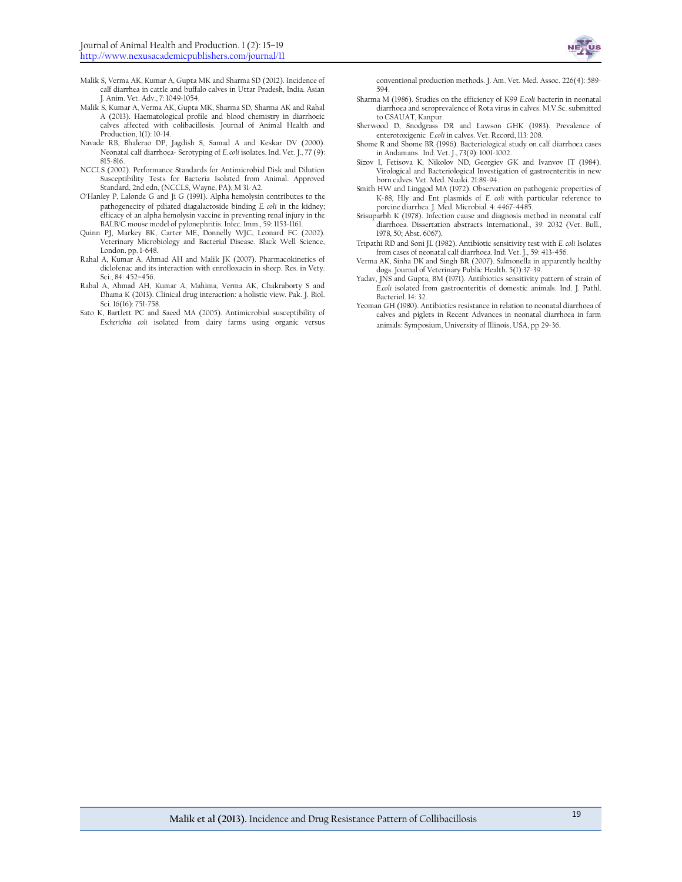Malik S, Verma AK, Kumar A, Gupta MK and Sharma SD (2012). Incidence of calf diarrhea in cattle and buffalo calves in Uttar Pradesh, India. Asian J. Anim. Vet. Adv., 7: 1049-1054.

Malik S, Kumar A, Verma AK, Gupta MK, Sharma SD, Sharma AK and Rahal A (2013). Haematological profile and blood chemistry in diarrhoeic calves affected with colibacillosis. Journal of Animal Health and Production, 1(1): 10-14.

Navade RB, Bhalerao DP, Jagdish S, Samad A and Keskar DV (2000). Neonatal calf diarrhoea- Serotyping of *E. coli* isolates. Ind. Vet. J., 77 (9): 815-816.

NCCLS (2002). Performance Standards for Antimicrobial Disk and Dilution Susceptibility Tests for Bacteria Isolated from Animal. Approved Standard, 2nd edn, (NCCLS, Wayne, PA), M 31-A2.

O'Hanley P, Lalonde G and Ji G (1991). Alpha hemolysin contributes to the pathogenecity of piliated diagalactoside binding *E. coli* in the kidney; efficacy of an alpha hemolysin vaccine in preventing renal injury in the BALB/C mouse model of pylonephritis. Infec. Imm., 59: 1153-1161.

Quinn PJ, Markey BK, Carter ME, Donnelly WJC, Leonard FC (2002). Veterinary Microbiology and Bacterial Disease. Black Well Science, London. pp. 1-648.

Rahal A, Kumar A, Ahmad AH and Malik JK (2007). Pharmacokinetics of diclofenac and its interaction with enrofloxacin in sheep. Res. in Vety. Sci., 84: 452–456.

Rahal A, Ahmad AH, Kumar A, Mahima, Verma AK, Chakraborty S and Dhama K (2013). Clinical drug interaction: a holistic view. Pak. J. Biol. Sci. 16(16): 751-758.

Sato K, Bartlett PC and Saeed MA (2005). Antimicrobial susceptibility of *Escherichia coli* isolated from dairy farms using organic versus conventional production methods. J. Am. Vet. Med. Assoc. 226(4): 589-594.

Sharma M (1986). Studies on the efficiency of K99 *E.coli* bacterin in neonatal diarrhoea and seroprevalence of Rota virus in calves. M.V.Sc. submitted to CSAUAT, Kanpur.

Sherwood D, Snodgrass DR and Lawson GHK (1983). Prevalence of enterotoxigenic *E.coli* in calves. Vet. Record, 113: 208.

Shome R and Shome BR (1996). Bacteriological study on calf diarrhoea cases in Andamans. Ind. Vet. J., 73(9): 1001-1002.

Sizov I, Fetisova K, Nikolov ND, Georgiev GK and Ivanvov IT (1984). Virological and Bacteriological Investigation of gastroenteritis in new born calves. Vet. Med. Nauki. 21:89-94.

Smith HW and Linggod MA (1972). Observation on pathogenic properties of K-88, Hly and Ent plasmids of *E. coli* with particular reference to porcine diarrhea. J. Med. Microbial. 4: 4467-4485.

Srisuparbh K (1978). Infection cause and diagnosis method in neonatal calf diarrhoea. Dissertation abstracts International., 39: 2032 (Vet. Bull., 1978, 50; Abst. 6067).

Tripathi RD and Soni JL (1982). Antibiotic sensitivity test with *E. coli* Isolates from cases of neonatal calf diarrhoea. Ind. Vet. J., 59: 413-456.

Verma AK, Sinha DK and Singh BR (2007). Salmonella in apparently healthy dogs. Journal of Veterinary Public Health. 5(1):37-39.

Yadav, JNS and Gupta, BM (1971). Antibiotics sensitivity pattern of strain of *E.coli* isolated from gastroenteritis of domestic animals. Ind. J. Pathl. Bacteriol. 14: 32.

Yeoman GH (1980). Antibiotics resistance in relation to neonatal diarrhoea of calves and piglets in Recent Advances in neonatal diarrhoea in farm animals: Symposium, University of Illinois, USA, pp 29-36.